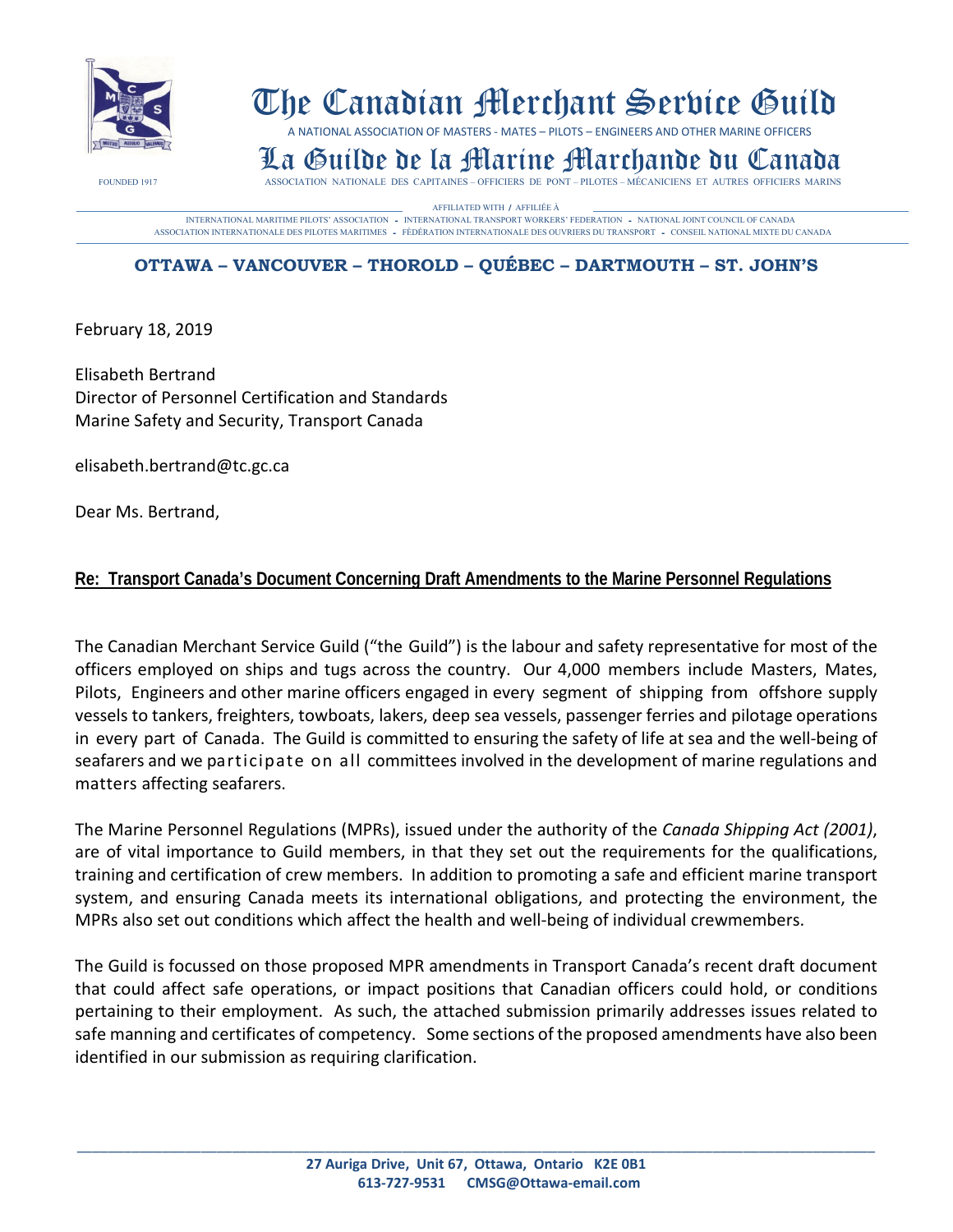# The Canadian Merchant Service Guild

A NATIONAL ASSOCIATION OF MASTERS - MATES – PILOTS – ENGINEERS AND OTHER MARINE OFFICERS

# La Guilde de la Marine Marchande du Canada

FOUNDED 1917

ASSOCIATION NATIONALE DES CAPITAINES – OFFICIERS DE PONT – PILOTES – MÉCANICIENS ET AUTRES OFFICIERS MARINS

AFFILIATED WITH / AFFILIÉE À

INTERNATIONAL MARITIME PILOTS' ASSOCIATION - INTERNATIONAL TRANSPORT WORKERS' FEDERATION - NATIONAL JOINT COUNCIL OF CANADA

ASSOCIATION INTERNATIONALE DES PILOTES MARITIMES - FÉDÉRATION INTERNATIONALE DES OUVRIERS DU TRANSPORT - CONSEIL NATIONAL MIXTE DU CANADA

**OTTAWA – VANCOUVER – THOROLD – QUÉBEC – DARTMOUTH – ST. JOHN'S**

February 18, 2019

Elisabeth Bertrand
Director of Personnel Certification and Standards
Marine Safety and Security, Transport Canada

elisabeth.bertrand@tc.gc.ca

Dear Ms. Bertrand,

**Re: Transport Canada's Document Concerning Draft Amendments to the Marine Personnel Regulations**

The Canadian Merchant Service Guild ("the Guild") is the labour and safety representative for most of the officers employed on ships and tugs across the country. Our 4,000 members include Masters, Mates, Pilots, Engineers and other marine officers engaged in every segment of shipping from offshore supply vessels to tankers, freighters, towboats, lakers, deep sea vessels, passenger ferries and pilotage operations in every part of Canada. The Guild is committed to ensuring the safety of life at sea and the well-being of seafarers and we participate on all committees involved in the development of marine regulations and matters affecting seafarers.

The Marine Personnel Regulations (MPRs), issued under the authority of the *Canada Shipping Act (2001)*, are of vital importance to Guild members, in that they set out the requirements for the qualifications, training and certification of crew members. In addition to promoting a safe and efficient marine transport system, and ensuring Canada meets its international obligations, and protecting the environment, the MPRs also set out conditions which affect the health and well-being of individual crewmembers.

The Guild is focussed on those proposed MPR amendments in Transport Canada's recent draft document that could affect safe operations, or impact positions that Canadian officers could hold, or conditions pertaining to their employment. As such, the attached submission primarily addresses issues related to safe manning and certificates of competency. Some sections of the proposed amendments have also been identified in our submission as requiring clarification.

**27 Auriga Drive, Unit 67, Ottawa, Ontario K2E 0B1**
**613-727-9531 CMSG@Ottawa-email.com**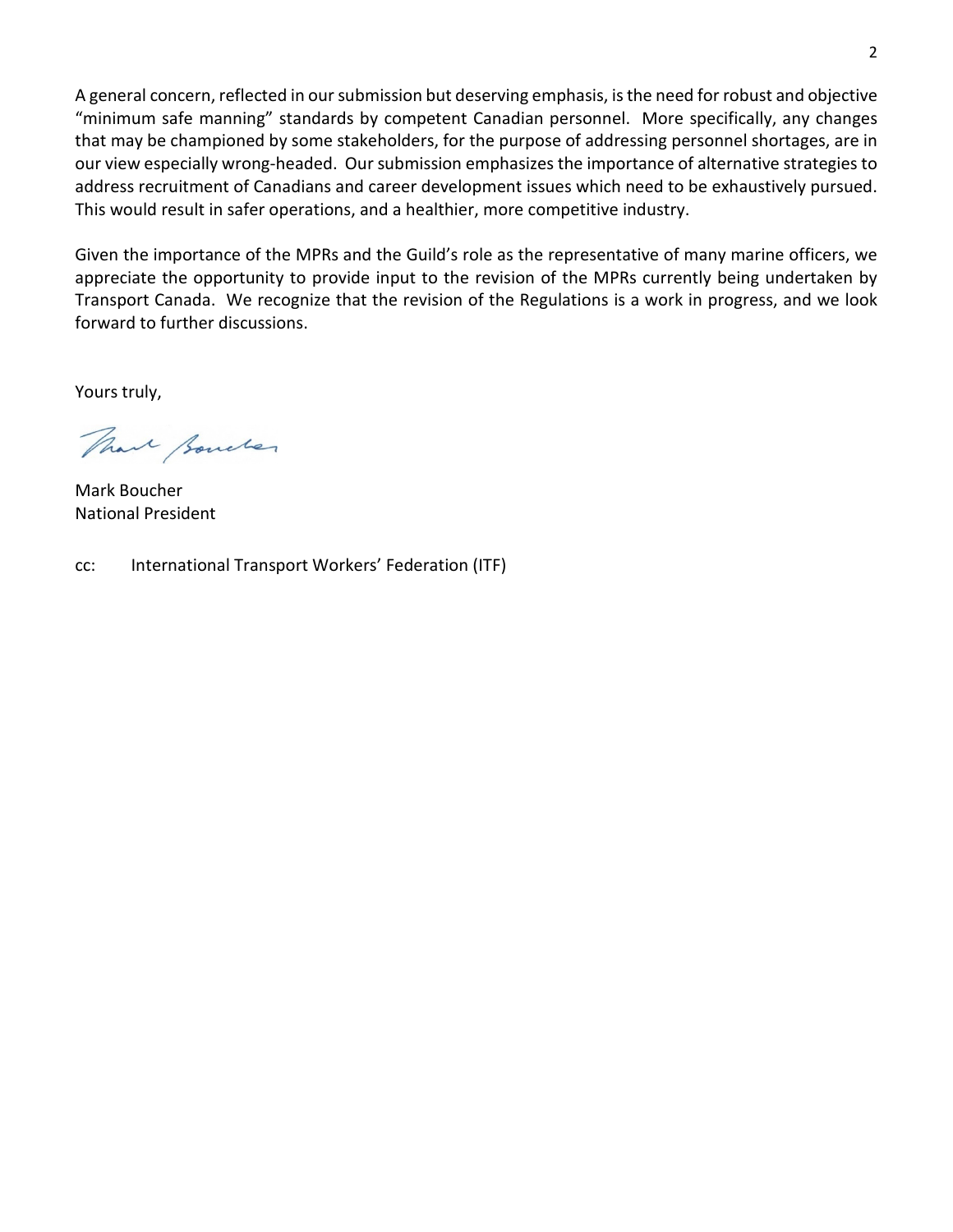A general concern, reflected in our submission but deserving emphasis, is the need for robust and objective "minimum safe manning" standards by competent Canadian personnel. More specifically, any changes that may be championed by some stakeholders, for the purpose of addressing personnel shortages, are in our view especially wrong-headed. Our submission emphasizes the importance of alternative strategies to address recruitment of Canadians and career development issues which need to be exhaustively pursued. This would result in safer operations, and a healthier, more competitive industry.

Given the importance of the MPRs and the Guild's role as the representative of many marine officers, we appreciate the opportunity to provide input to the revision of the MPRs currently being undertaken by Transport Canada. We recognize that the revision of the Regulations is a work in progress, and we look forward to further discussions.

Yours truly,

Mark Boucher
National President

cc: International Transport Workers' Federation (ITF)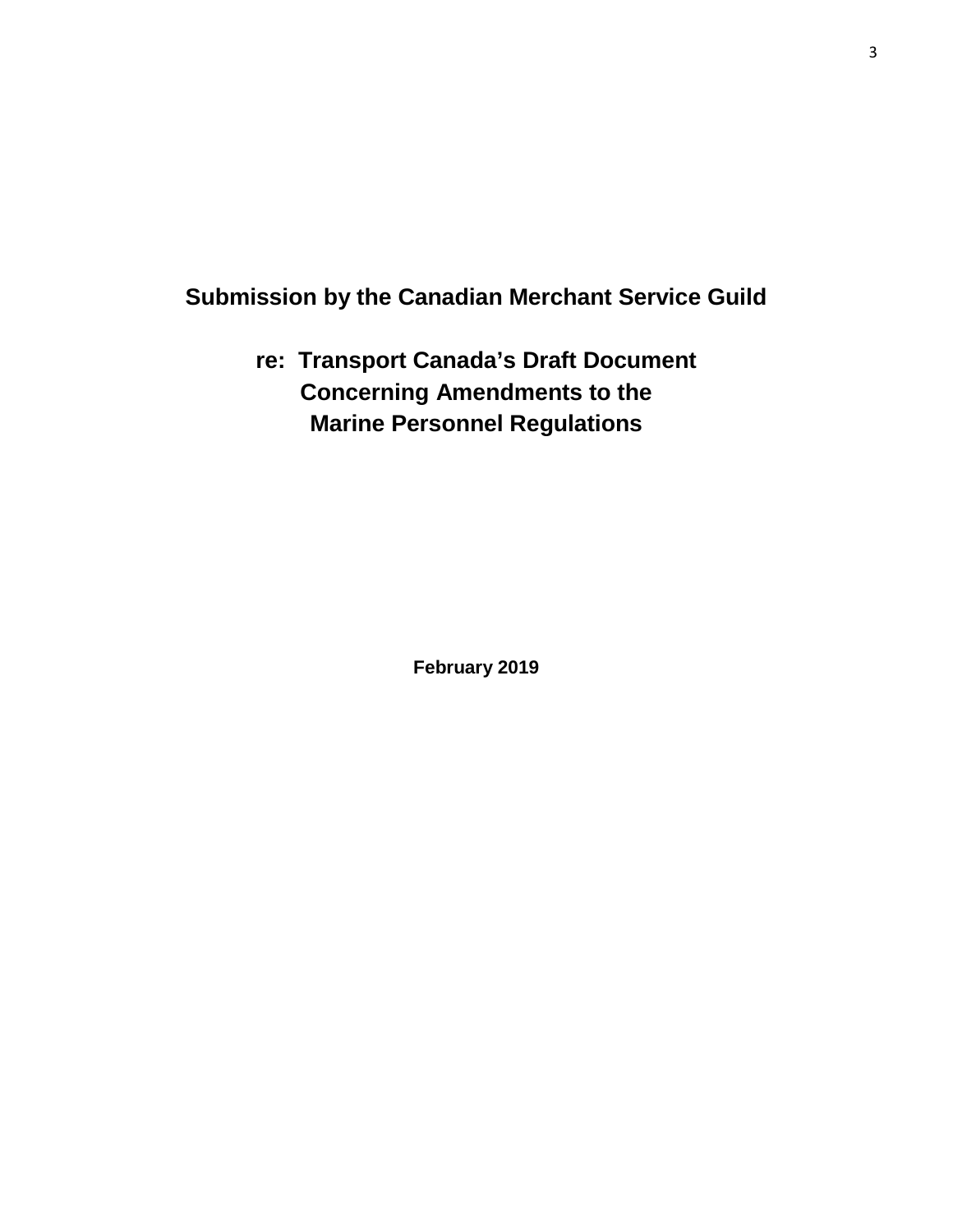# Submission by the Canadian Merchant Service Guild

## re: Transport Canada's Draft Document Concerning Amendments to the Marine Personnel Regulations

**February 2019**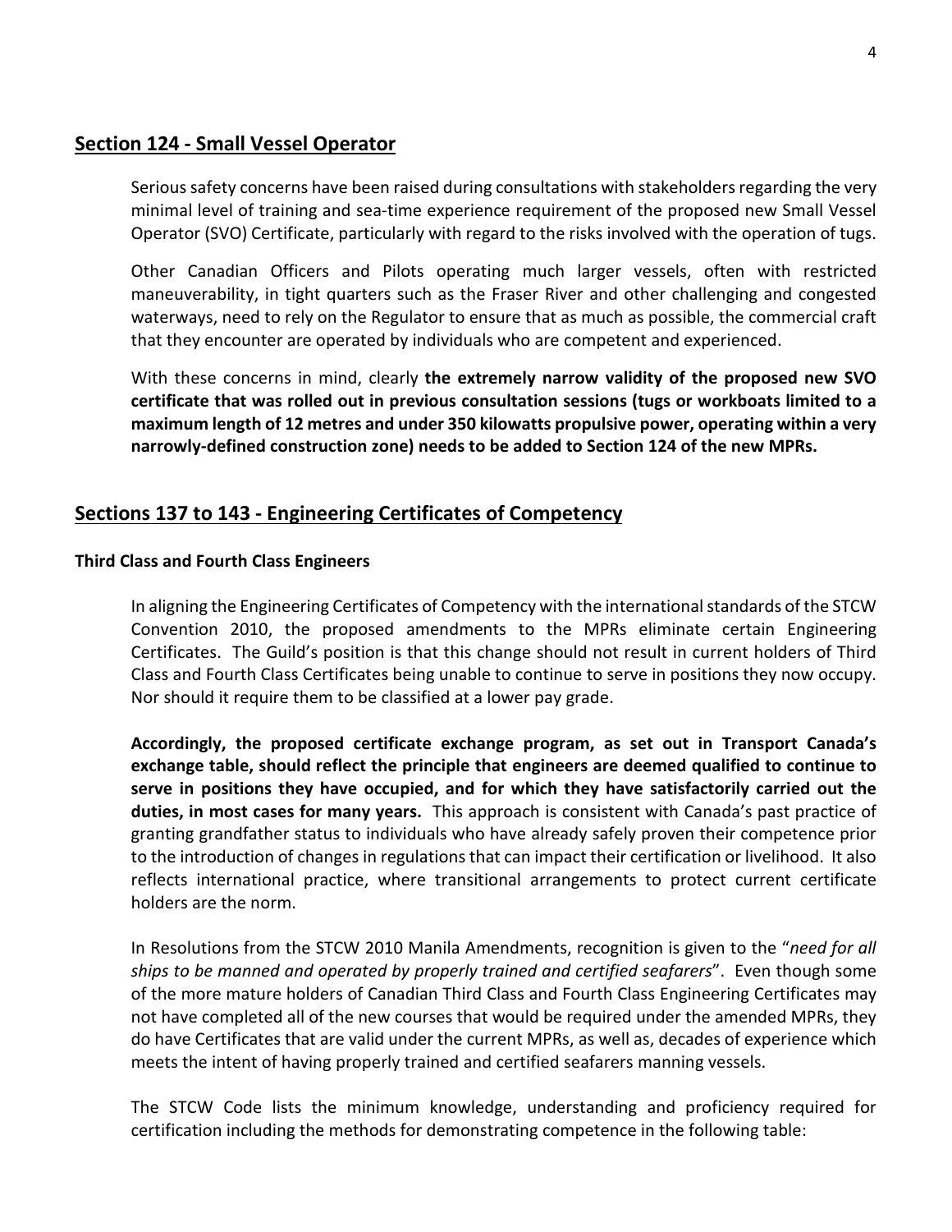## Section 124 - Small Vessel Operator

Serious safety concerns have been raised during consultations with stakeholders regarding the very minimal level of training and sea-time experience requirement of the proposed new Small Vessel Operator (SVO) Certificate, particularly with regard to the risks involved with the operation of tugs.

Other Canadian Officers and Pilots operating much larger vessels, often with restricted maneuverability, in tight quarters such as the Fraser River and other challenging and congested waterways, need to rely on the Regulator to ensure that as much as possible, the commercial craft that they encounter are operated by individuals who are competent and experienced.

With these concerns in mind, clearly **the extremely narrow validity of the proposed new SVO certificate that was rolled out in previous consultation sessions (tugs or workboats limited to a maximum length of 12 metres and under 350 kilowatts propulsive power, operating within a very narrowly-defined construction zone) needs to be added to Section 124 of the new MPRs.**

## Sections 137 to 143 - Engineering Certificates of Competency

### Third Class and Fourth Class Engineers

In aligning the Engineering Certificates of Competency with the international standards of the STCW Convention 2010, the proposed amendments to the MPRs eliminate certain Engineering Certificates. The Guild's position is that this change should not result in current holders of Third Class and Fourth Class Certificates being unable to continue to serve in positions they now occupy. Nor should it require them to be classified at a lower pay grade.

**Accordingly, the proposed certificate exchange program, as set out in Transport Canada's exchange table, should reflect the principle that engineers are deemed qualified to continue to serve in positions they have occupied, and for which they have satisfactorily carried out the duties, in most cases for many years.** This approach is consistent with Canada's past practice of granting grandfather status to individuals who have already safely proven their competence prior to the introduction of changes in regulations that can impact their certification or livelihood. It also reflects international practice, where transitional arrangements to protect current certificate holders are the norm.

In Resolutions from the STCW 2010 Manila Amendments, recognition is given to the "*need for all ships to be manned and operated by properly trained and certified seafarers*". Even though some of the more mature holders of Canadian Third Class and Fourth Class Engineering Certificates may not have completed all of the new courses that would be required under the amended MPRs, they do have Certificates that are valid under the current MPRs, as well as, decades of experience which meets the intent of having properly trained and certified seafarers manning vessels.

The STCW Code lists the minimum knowledge, understanding and proficiency required for certification including the methods for demonstrating competence in the following table: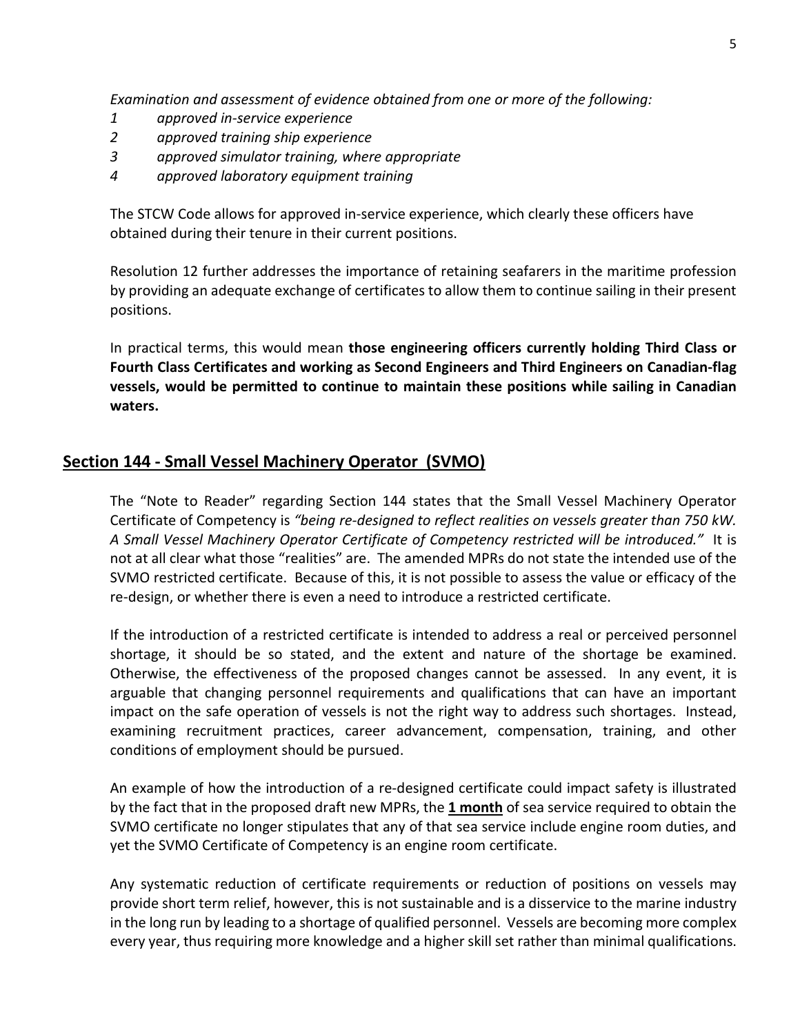*Examination and assessment of evidence obtained from one or more of the following:*

*1 approved in-service experience*
*2 approved training ship experience*
*3 approved simulator training, where appropriate*
*4 approved laboratory equipment training*

The STCW Code allows for approved in-service experience, which clearly these officers have obtained during their tenure in their current positions.

Resolution 12 further addresses the importance of retaining seafarers in the maritime profession by providing an adequate exchange of certificates to allow them to continue sailing in their present positions.

In practical terms, this would mean **those engineering officers currently holding Third Class or Fourth Class Certificates and working as Second Engineers and Third Engineers on Canadian-flag vessels, would be permitted to continue to maintain these positions while sailing in Canadian waters.**

## Section 144 - Small Vessel Machinery Operator (SVMO)

The "Note to Reader" regarding Section 144 states that the Small Vessel Machinery Operator Certificate of Competency is *"being re-designed to reflect realities on vessels greater than 750 kW. A Small Vessel Machinery Operator Certificate of Competency restricted will be introduced."* It is not at all clear what those "realities" are. The amended MPRs do not state the intended use of the SVMO restricted certificate. Because of this, it is not possible to assess the value or efficacy of the re-design, or whether there is even a need to introduce a restricted certificate.

If the introduction of a restricted certificate is intended to address a real or perceived personnel shortage, it should be so stated, and the extent and nature of the shortage be examined. Otherwise, the effectiveness of the proposed changes cannot be assessed. In any event, it is arguable that changing personnel requirements and qualifications that can have an important impact on the safe operation of vessels is not the right way to address such shortages. Instead, examining recruitment practices, career advancement, compensation, training, and other conditions of employment should be pursued.

An example of how the introduction of a re-designed certificate could impact safety is illustrated by the fact that in the proposed draft new MPRs, the **1 month** of sea service required to obtain the SVMO certificate no longer stipulates that any of that sea service include engine room duties, and yet the SVMO Certificate of Competency is an engine room certificate.

Any systematic reduction of certificate requirements or reduction of positions on vessels may provide short term relief, however, this is not sustainable and is a disservice to the marine industry in the long run by leading to a shortage of qualified personnel. Vessels are becoming more complex every year, thus requiring more knowledge and a higher skill set rather than minimal qualifications.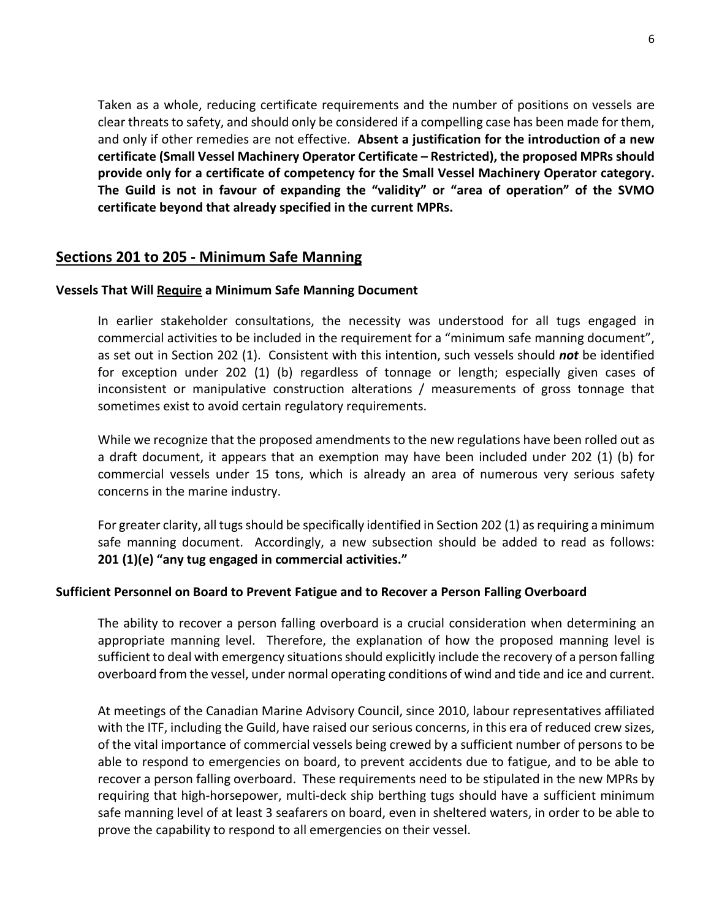Taken as a whole, reducing certificate requirements and the number of positions on vessels are clear threats to safety, and should only be considered if a compelling case has been made for them, and only if other remedies are not effective. **Absent a justification for the introduction of a new certificate (Small Vessel Machinery Operator Certificate – Restricted), the proposed MPRs should provide only for a certificate of competency for the Small Vessel Machinery Operator category. The Guild is not in favour of expanding the "validity" or "area of operation" of the SVMO certificate beyond that already specified in the current MPRs.**

## Sections 201 to 205 - Minimum Safe Manning

### Vessels That Will Require a Minimum Safe Manning Document

In earlier stakeholder consultations, the necessity was understood for all tugs engaged in commercial activities to be included in the requirement for a "minimum safe manning document", as set out in Section 202 (1). Consistent with this intention, such vessels should ***not*** be identified for exception under 202 (1) (b) regardless of tonnage or length; especially given cases of inconsistent or manipulative construction alterations / measurements of gross tonnage that sometimes exist to avoid certain regulatory requirements.

While we recognize that the proposed amendments to the new regulations have been rolled out as a draft document, it appears that an exemption may have been included under 202 (1) (b) for commercial vessels under 15 tons, which is already an area of numerous very serious safety concerns in the marine industry.

For greater clarity, all tugs should be specifically identified in Section 202 (1) as requiring a minimum safe manning document. Accordingly, a new subsection should be added to read as follows: **201 (1)(e) "any tug engaged in commercial activities."**

### Sufficient Personnel on Board to Prevent Fatigue and to Recover a Person Falling Overboard

The ability to recover a person falling overboard is a crucial consideration when determining an appropriate manning level. Therefore, the explanation of how the proposed manning level is sufficient to deal with emergency situations should explicitly include the recovery of a person falling overboard from the vessel, under normal operating conditions of wind and tide and ice and current.

At meetings of the Canadian Marine Advisory Council, since 2010, labour representatives affiliated with the ITF, including the Guild, have raised our serious concerns, in this era of reduced crew sizes, of the vital importance of commercial vessels being crewed by a sufficient number of persons to be able to respond to emergencies on board, to prevent accidents due to fatigue, and to be able to recover a person falling overboard. These requirements need to be stipulated in the new MPRs by requiring that high-horsepower, multi-deck ship berthing tugs should have a sufficient minimum safe manning level of at least 3 seafarers on board, even in sheltered waters, in order to be able to prove the capability to respond to all emergencies on their vessel.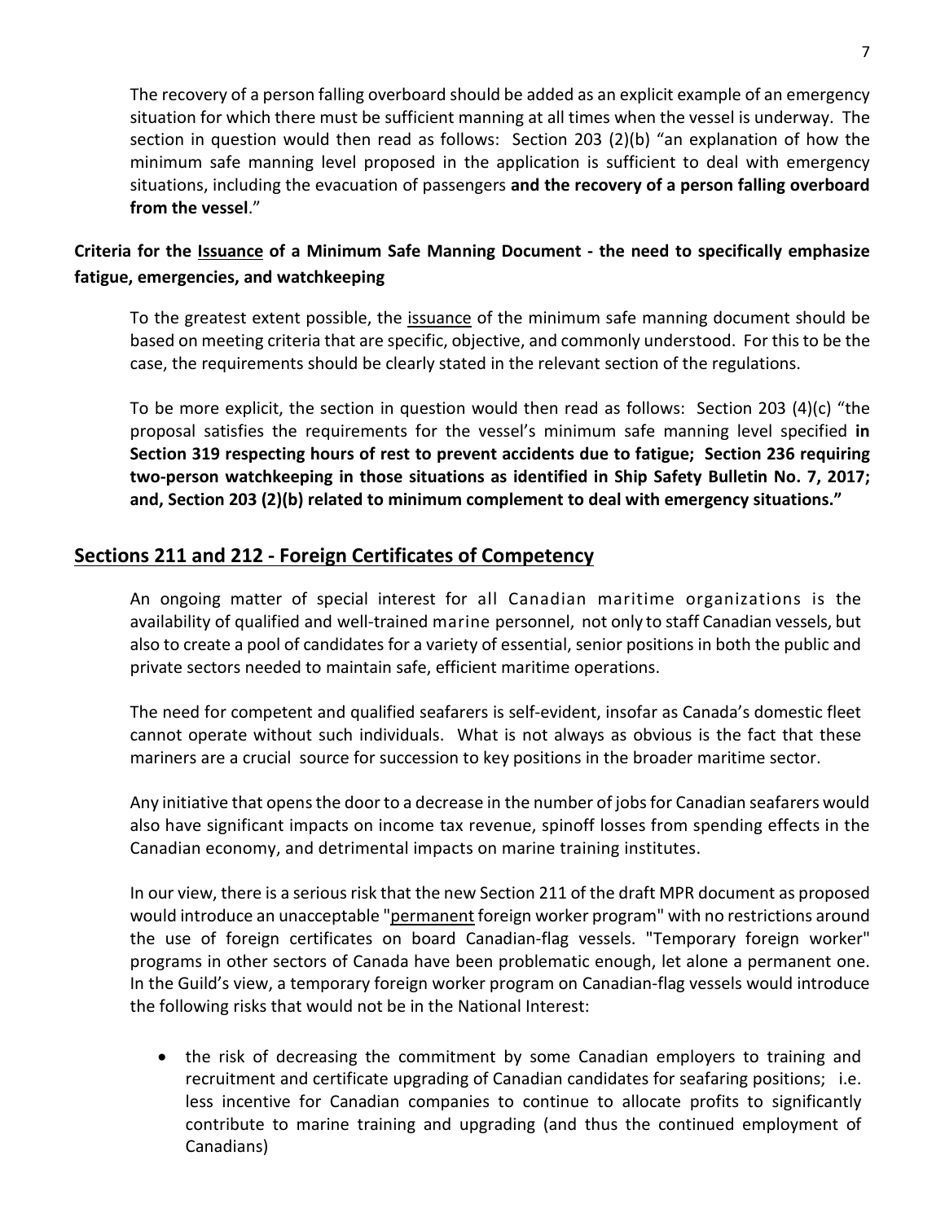The recovery of a person falling overboard should be added as an explicit example of an emergency situation for which there must be sufficient manning at all times when the vessel is underway. The section in question would then read as follows: Section 203 (2)(b) "an explanation of how the minimum safe manning level proposed in the application is sufficient to deal with emergency situations, including the evacuation of passengers **and the recovery of a person falling overboard from the vessel**."

**Criteria for the <u>Issuance</u> of a Minimum Safe Manning Document - the need to specifically emphasize fatigue, emergencies, and watchkeeping**

To the greatest extent possible, the <u>issuance</u> of the minimum safe manning document should be based on meeting criteria that are specific, objective, and commonly understood. For this to be the case, the requirements should be clearly stated in the relevant section of the regulations.

To be more explicit, the section in question would then read as follows: Section 203 (4)(c) "the proposal satisfies the requirements for the vessel's minimum safe manning level specified **in Section 319 respecting hours of rest to prevent accidents due to fatigue; Section 236 requiring two-person watchkeeping in those situations as identified in Ship Safety Bulletin No. 7, 2017; and, Section 203 (2)(b) related to minimum complement to deal with emergency situations."**

## Sections 211 and 212 - Foreign Certificates of Competency

An ongoing matter of special interest for all Canadian maritime organizations is the availability of qualified and well-trained marine personnel, not only to staff Canadian vessels, but also to create a pool of candidates for a variety of essential, senior positions in both the public and private sectors needed to maintain safe, efficient maritime operations.

The need for competent and qualified seafarers is self-evident, insofar as Canada's domestic fleet cannot operate without such individuals. What is not always as obvious is the fact that these mariners are a crucial source for succession to key positions in the broader maritime sector.

Any initiative that opens the door to a decrease in the number of jobs for Canadian seafarers would also have significant impacts on income tax revenue, spinoff losses from spending effects in the Canadian economy, and detrimental impacts on marine training institutes.

In our view, there is a serious risk that the new Section 211 of the draft MPR document as proposed would introduce an unacceptable "<u>permanent</u> foreign worker program" with no restrictions around the use of foreign certificates on board Canadian-flag vessels. "Temporary foreign worker" programs in other sectors of Canada have been problematic enough, let alone a permanent one. In the Guild's view, a temporary foreign worker program on Canadian-flag vessels would introduce the following risks that would not be in the National Interest:

- the risk of decreasing the commitment by some Canadian employers to training and recruitment and certificate upgrading of Canadian candidates for seafaring positions; i.e. less incentive for Canadian companies to continue to allocate profits to significantly contribute to marine training and upgrading (and thus the continued employment of Canadians)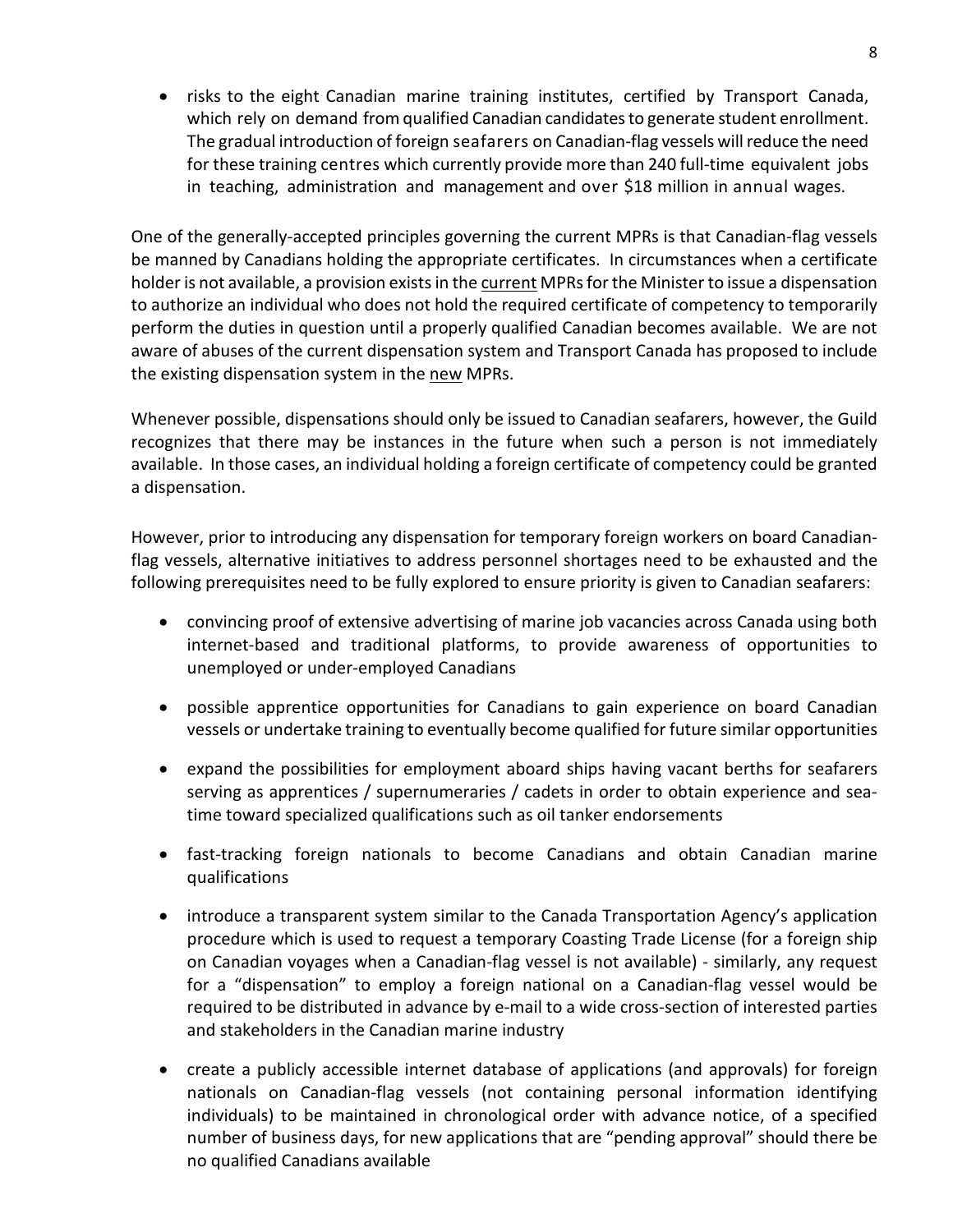- risks to the eight Canadian marine training institutes, certified by Transport Canada, which rely on demand from qualified Canadian candidates to generate student enrollment. The gradual introduction of foreign seafarers on Canadian-flag vessels will reduce the need for these training centres which currently provide more than 240 full-time equivalent jobs in teaching, administration and management and over $18 million in annual wages.

One of the generally-accepted principles governing the current MPRs is that Canadian-flag vessels be manned by Canadians holding the appropriate certificates. In circumstances when a certificate holder is not available, a provision exists in the <u>current</u> MPRs for the Minister to issue a dispensation to authorize an individual who does not hold the required certificate of competency to temporarily perform the duties in question until a properly qualified Canadian becomes available. We are not aware of abuses of the current dispensation system and Transport Canada has proposed to include the existing dispensation system in the <u>new</u> MPRs.

Whenever possible, dispensations should only be issued to Canadian seafarers, however, the Guild recognizes that there may be instances in the future when such a person is not immediately available. In those cases, an individual holding a foreign certificate of competency could be granted a dispensation.

However, prior to introducing any dispensation for temporary foreign workers on board Canadian-flag vessels, alternative initiatives to address personnel shortages need to be exhausted and the following prerequisites need to be fully explored to ensure priority is given to Canadian seafarers:

- convincing proof of extensive advertising of marine job vacancies across Canada using both internet-based and traditional platforms, to provide awareness of opportunities to unemployed or under-employed Canadians
- possible apprentice opportunities for Canadians to gain experience on board Canadian vessels or undertake training to eventually become qualified for future similar opportunities
- expand the possibilities for employment aboard ships having vacant berths for seafarers serving as apprentices / supernumeraries / cadets in order to obtain experience and sea-time toward specialized qualifications such as oil tanker endorsements
- fast-tracking foreign nationals to become Canadians and obtain Canadian marine qualifications
- introduce a transparent system similar to the Canada Transportation Agency's application procedure which is used to request a temporary Coasting Trade License (for a foreign ship on Canadian voyages when a Canadian-flag vessel is not available) - similarly, any request for a "dispensation" to employ a foreign national on a Canadian-flag vessel would be required to be distributed in advance by e-mail to a wide cross-section of interested parties and stakeholders in the Canadian marine industry
- create a publicly accessible internet database of applications (and approvals) for foreign nationals on Canadian-flag vessels (not containing personal information identifying individuals) to be maintained in chronological order with advance notice, of a specified number of business days, for new applications that are "pending approval" should there be no qualified Canadians available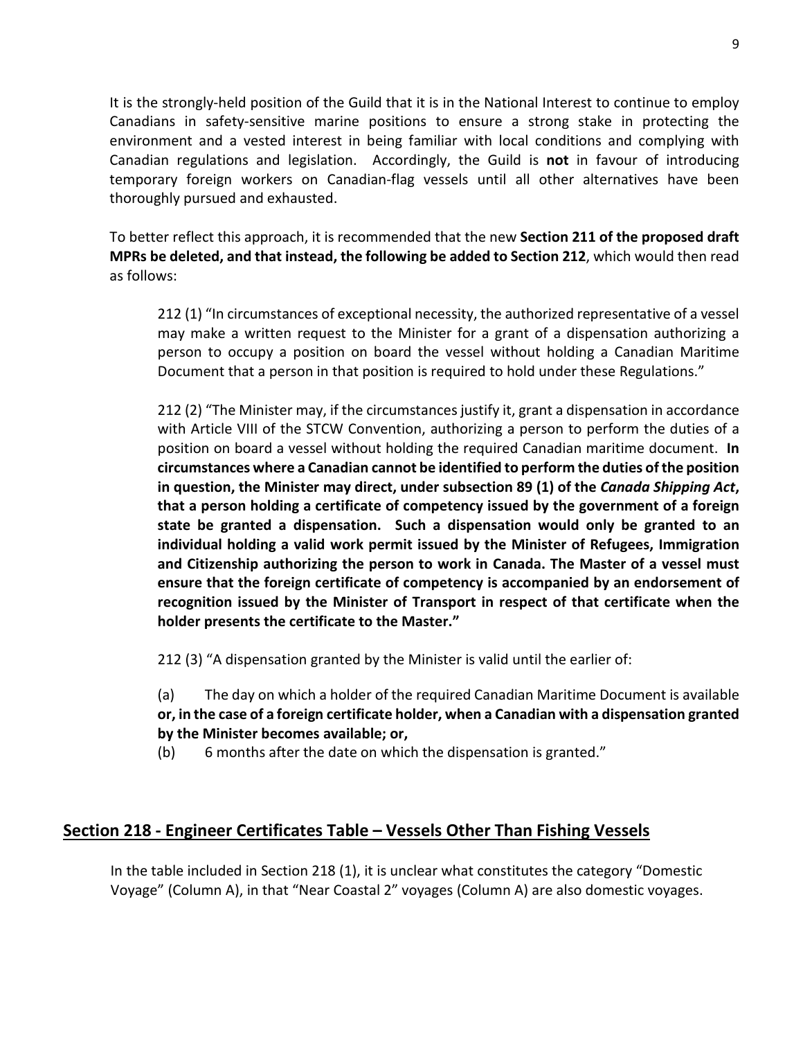It is the strongly-held position of the Guild that it is in the National Interest to continue to employ Canadians in safety-sensitive marine positions to ensure a strong stake in protecting the environment and a vested interest in being familiar with local conditions and complying with Canadian regulations and legislation. Accordingly, the Guild is **not** in favour of introducing temporary foreign workers on Canadian-flag vessels until all other alternatives have been thoroughly pursued and exhausted.

To better reflect this approach, it is recommended that the new **Section 211 of the proposed draft MPRs be deleted, and that instead, the following be added to Section 212**, which would then read as follows:

> 212 (1) "In circumstances of exceptional necessity, the authorized representative of a vessel may make a written request to the Minister for a grant of a dispensation authorizing a person to occupy a position on board the vessel without holding a Canadian Maritime Document that a person in that position is required to hold under these Regulations."
>
> 212 (2) "The Minister may, if the circumstances justify it, grant a dispensation in accordance with Article VIII of the STCW Convention, authorizing a person to perform the duties of a position on board a vessel without holding the required Canadian maritime document. **In circumstances where a Canadian cannot be identified to perform the duties of the position in question, the Minister may direct, under subsection 89 (1) of the *Canada Shipping Act*, that a person holding a certificate of competency issued by the government of a foreign state be granted a dispensation. Such a dispensation would only be granted to an individual holding a valid work permit issued by the Minister of Refugees, Immigration and Citizenship authorizing the person to work in Canada. The Master of a vessel must ensure that the foreign certificate of competency is accompanied by an endorsement of recognition issued by the Minister of Transport in respect of that certificate when the holder presents the certificate to the Master."**
>
> 212 (3) "A dispensation granted by the Minister is valid until the earlier of:
>
> (a) The day on which a holder of the required Canadian Maritime Document is available **or, in the case of a foreign certificate holder, when a Canadian with a dispensation granted by the Minister becomes available; or,**
>
> (b) 6 months after the date on which the dispensation is granted."

## Section 218 - Engineer Certificates Table – Vessels Other Than Fishing Vessels

In the table included in Section 218 (1), it is unclear what constitutes the category "Domestic Voyage" (Column A), in that "Near Coastal 2" voyages (Column A) are also domestic voyages.